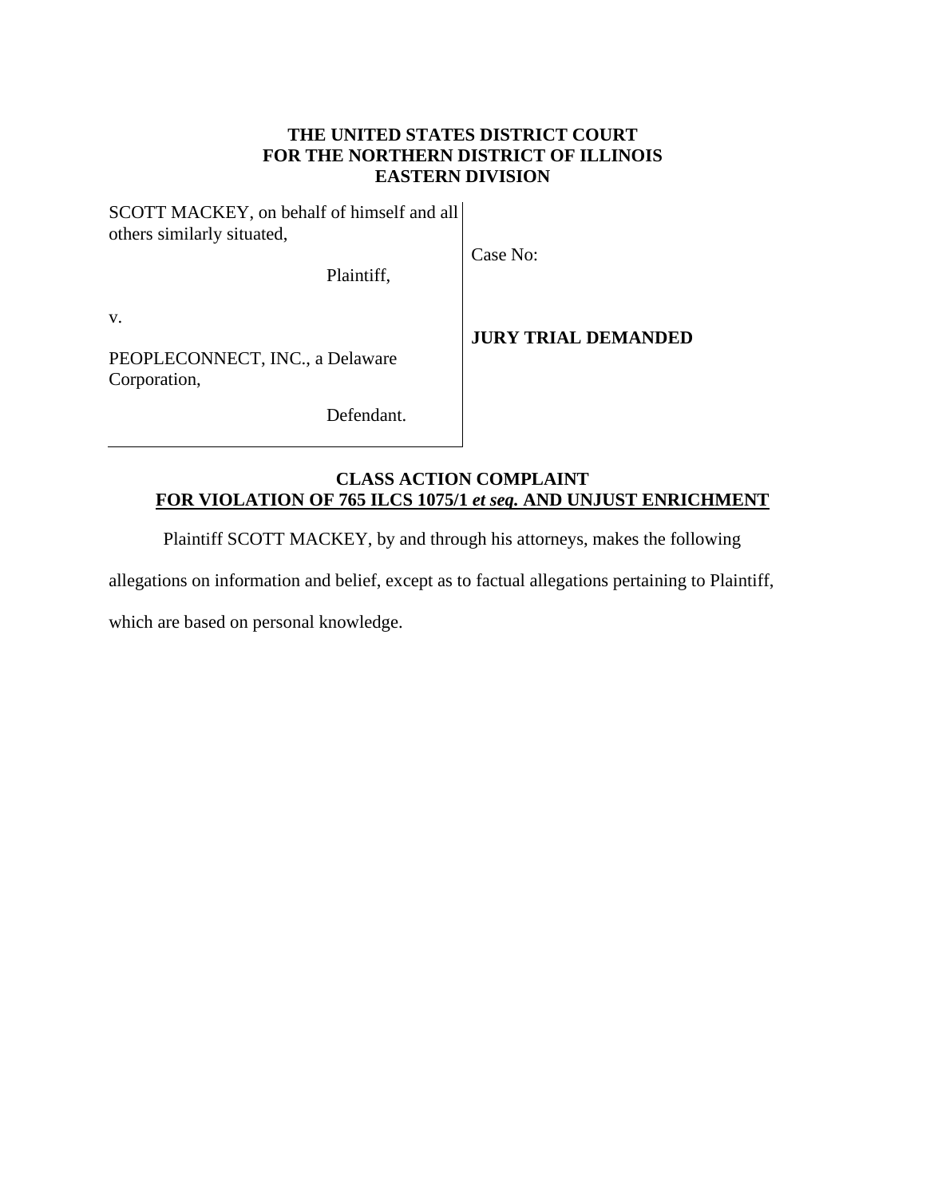**THE UNITED STATES DISTRICT COURT**
**FOR THE NORTHERN DISTRICT OF ILLINOIS**
**EASTERN DIVISION**

| | |
|---|---|
| SCOTT MACKEY, on behalf of himself and all others similarly situated,<br><br>Plaintiff,<br><br>v.<br><br>PEOPLECONNECT, INC., a Delaware Corporation,<br><br>Defendant. | Case No:<br><br>**JURY TRIAL DEMANDED** |

**CLASS ACTION COMPLAINT**
**FOR VIOLATION OF 765 ILCS 1075/1 *et seq.* AND UNJUST ENRICHMENT**

Plaintiff SCOTT MACKEY, by and through his attorneys, makes the following allegations on information and belief, except as to factual allegations pertaining to Plaintiff, which are based on personal knowledge.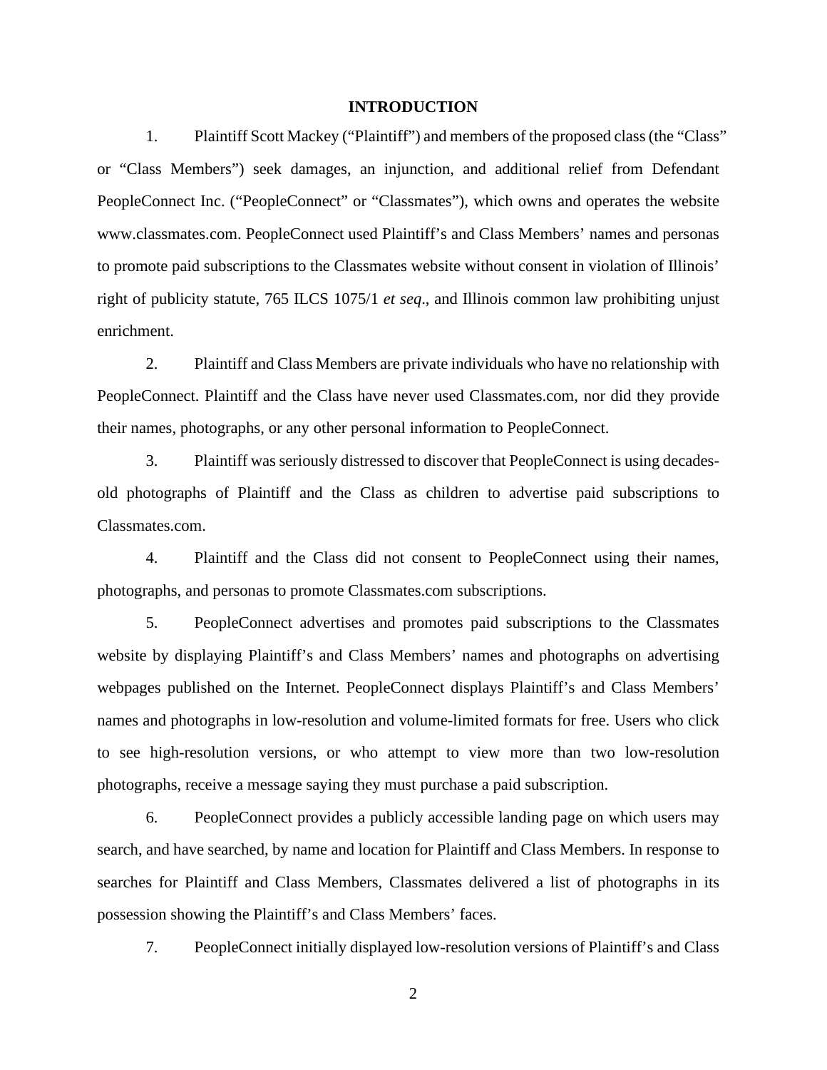## INTRODUCTION

1. Plaintiff Scott Mackey ("Plaintiff") and members of the proposed class (the "Class" or "Class Members") seek damages, an injunction, and additional relief from Defendant PeopleConnect Inc. ("PeopleConnect" or "Classmates"), which owns and operates the website www.classmates.com. PeopleConnect used Plaintiff's and Class Members' names and personas to promote paid subscriptions to the Classmates website without consent in violation of Illinois' right of publicity statute, 765 ILCS 1075/1 *et seq*., and Illinois common law prohibiting unjust enrichment.

2. Plaintiff and Class Members are private individuals who have no relationship with PeopleConnect. Plaintiff and the Class have never used Classmates.com, nor did they provide their names, photographs, or any other personal information to PeopleConnect.

3. Plaintiff was seriously distressed to discover that PeopleConnect is using decades-old photographs of Plaintiff and the Class as children to advertise paid subscriptions to Classmates.com.

4. Plaintiff and the Class did not consent to PeopleConnect using their names, photographs, and personas to promote Classmates.com subscriptions.

5. PeopleConnect advertises and promotes paid subscriptions to the Classmates website by displaying Plaintiff's and Class Members' names and photographs on advertising webpages published on the Internet. PeopleConnect displays Plaintiff's and Class Members' names and photographs in low-resolution and volume-limited formats for free. Users who click to see high-resolution versions, or who attempt to view more than two low-resolution photographs, receive a message saying they must purchase a paid subscription.

6. PeopleConnect provides a publicly accessible landing page on which users may search, and have searched, by name and location for Plaintiff and Class Members. In response to searches for Plaintiff and Class Members, Classmates delivered a list of photographs in its possession showing the Plaintiff's and Class Members' faces.

7. PeopleConnect initially displayed low-resolution versions of Plaintiff's and Class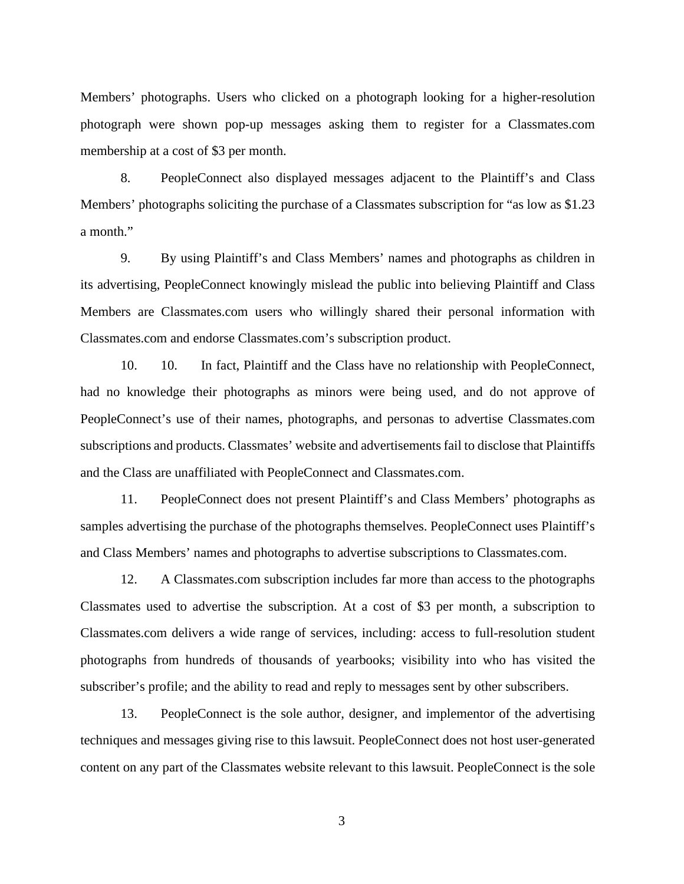Members' photographs. Users who clicked on a photograph looking for a higher-resolution photograph were shown pop-up messages asking them to register for a Classmates.com membership at a cost of $3 per month.

8. PeopleConnect also displayed messages adjacent to the Plaintiff's and Class Members' photographs soliciting the purchase of a Classmates subscription for "as low as $1.23 a month."

9. By using Plaintiff's and Class Members' names and photographs as children in its advertising, PeopleConnect knowingly mislead the public into believing Plaintiff and Class Members are Classmates.com users who willingly shared their personal information with Classmates.com and endorse Classmates.com's subscription product.

10. 10. In fact, Plaintiff and the Class have no relationship with PeopleConnect, had no knowledge their photographs as minors were being used, and do not approve of PeopleConnect's use of their names, photographs, and personas to advertise Classmates.com subscriptions and products. Classmates' website and advertisements fail to disclose that Plaintiffs and the Class are unaffiliated with PeopleConnect and Classmates.com.

11. PeopleConnect does not present Plaintiff's and Class Members' photographs as samples advertising the purchase of the photographs themselves. PeopleConnect uses Plaintiff's and Class Members' names and photographs to advertise subscriptions to Classmates.com.

12. A Classmates.com subscription includes far more than access to the photographs Classmates used to advertise the subscription. At a cost of $3 per month, a subscription to Classmates.com delivers a wide range of services, including: access to full-resolution student photographs from hundreds of thousands of yearbooks; visibility into who has visited the subscriber's profile; and the ability to read and reply to messages sent by other subscribers.

13. PeopleConnect is the sole author, designer, and implementor of the advertising techniques and messages giving rise to this lawsuit. PeopleConnect does not host user-generated content on any part of the Classmates website relevant to this lawsuit. PeopleConnect is the sole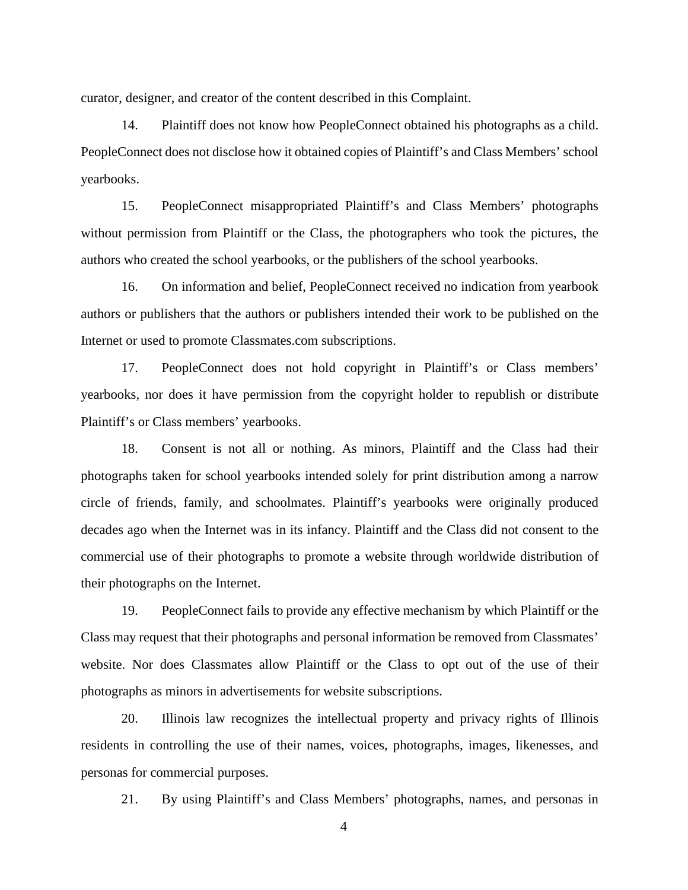curator, designer, and creator of the content described in this Complaint.

14. Plaintiff does not know how PeopleConnect obtained his photographs as a child. PeopleConnect does not disclose how it obtained copies of Plaintiff's and Class Members' school yearbooks.

15. PeopleConnect misappropriated Plaintiff's and Class Members' photographs without permission from Plaintiff or the Class, the photographers who took the pictures, the authors who created the school yearbooks, or the publishers of the school yearbooks.

16. On information and belief, PeopleConnect received no indication from yearbook authors or publishers that the authors or publishers intended their work to be published on the Internet or used to promote Classmates.com subscriptions.

17. PeopleConnect does not hold copyright in Plaintiff's or Class members' yearbooks, nor does it have permission from the copyright holder to republish or distribute Plaintiff's or Class members' yearbooks.

18. Consent is not all or nothing. As minors, Plaintiff and the Class had their photographs taken for school yearbooks intended solely for print distribution among a narrow circle of friends, family, and schoolmates. Plaintiff's yearbooks were originally produced decades ago when the Internet was in its infancy. Plaintiff and the Class did not consent to the commercial use of their photographs to promote a website through worldwide distribution of their photographs on the Internet.

19. PeopleConnect fails to provide any effective mechanism by which Plaintiff or the Class may request that their photographs and personal information be removed from Classmates' website. Nor does Classmates allow Plaintiff or the Class to opt out of the use of their photographs as minors in advertisements for website subscriptions.

20. Illinois law recognizes the intellectual property and privacy rights of Illinois residents in controlling the use of their names, voices, photographs, images, likenesses, and personas for commercial purposes.

21. By using Plaintiff's and Class Members' photographs, names, and personas in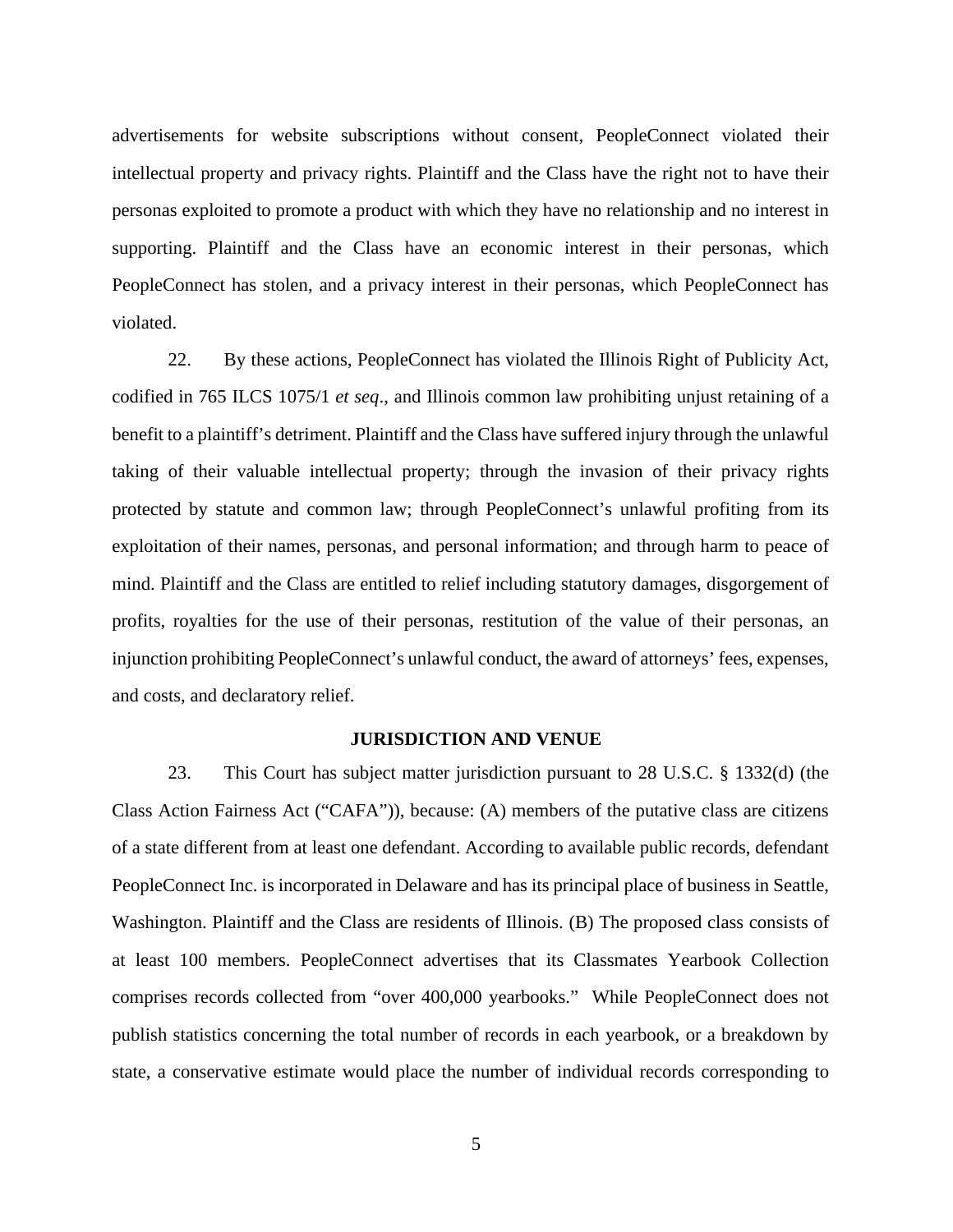advertisements for website subscriptions without consent, PeopleConnect violated their intellectual property and privacy rights. Plaintiff and the Class have the right not to have their personas exploited to promote a product with which they have no relationship and no interest in supporting. Plaintiff and the Class have an economic interest in their personas, which PeopleConnect has stolen, and a privacy interest in their personas, which PeopleConnect has violated.

22. By these actions, PeopleConnect has violated the Illinois Right of Publicity Act, codified in 765 ILCS 1075/1 *et seq*., and Illinois common law prohibiting unjust retaining of a benefit to a plaintiff's detriment. Plaintiff and the Class have suffered injury through the unlawful taking of their valuable intellectual property; through the invasion of their privacy rights protected by statute and common law; through PeopleConnect's unlawful profiting from its exploitation of their names, personas, and personal information; and through harm to peace of mind. Plaintiff and the Class are entitled to relief including statutory damages, disgorgement of profits, royalties for the use of their personas, restitution of the value of their personas, an injunction prohibiting PeopleConnect's unlawful conduct, the award of attorneys' fees, expenses, and costs, and declaratory relief.

**JURISDICTION AND VENUE**

23. This Court has subject matter jurisdiction pursuant to 28 U.S.C. § 1332(d) (the Class Action Fairness Act ("CAFA")), because: (A) members of the putative class are citizens of a state different from at least one defendant. According to available public records, defendant PeopleConnect Inc. is incorporated in Delaware and has its principal place of business in Seattle, Washington. Plaintiff and the Class are residents of Illinois. (B) The proposed class consists of at least 100 members. PeopleConnect advertises that its Classmates Yearbook Collection comprises records collected from "over 400,000 yearbooks." While PeopleConnect does not publish statistics concerning the total number of records in each yearbook, or a breakdown by state, a conservative estimate would place the number of individual records corresponding to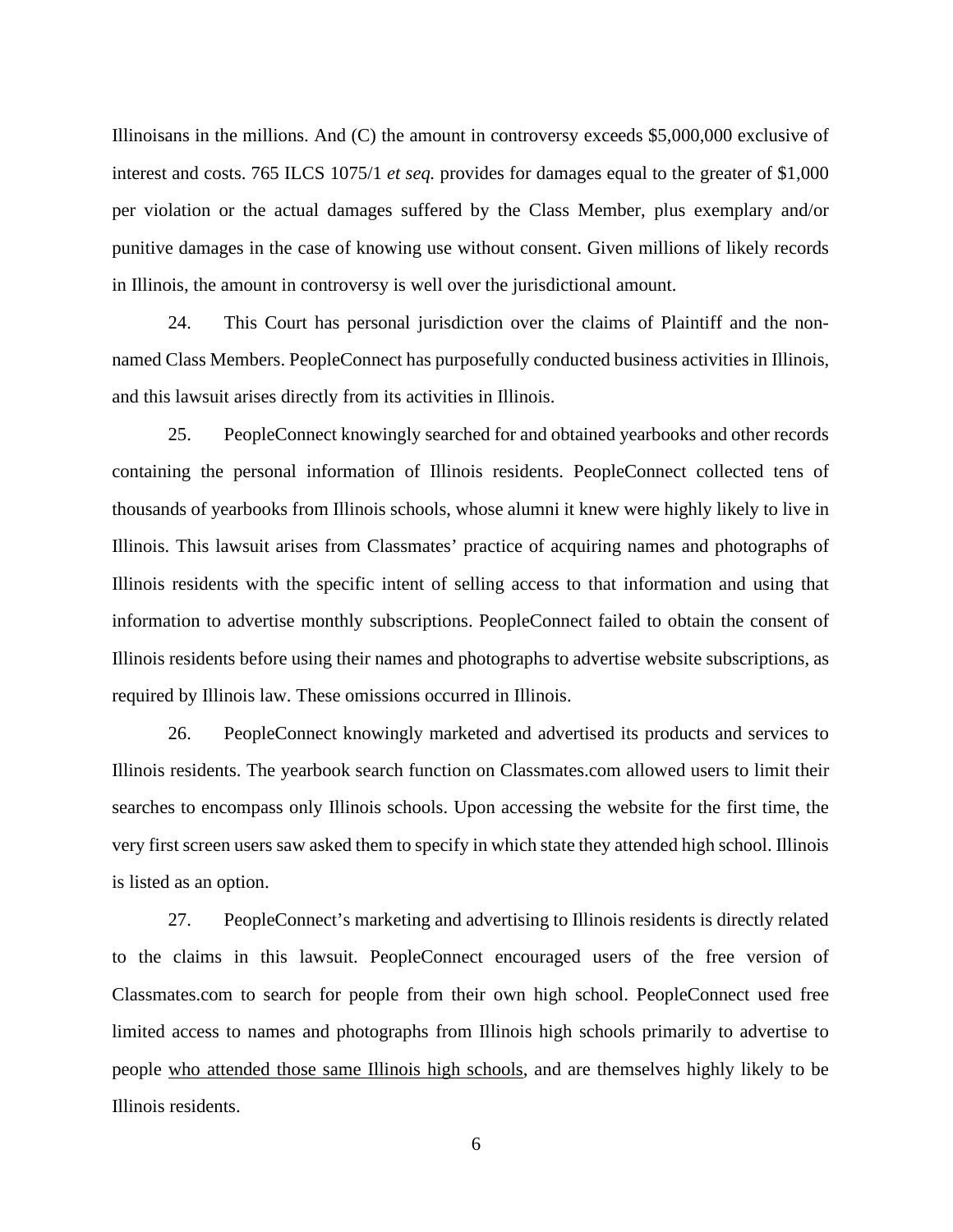Illinoisans in the millions. And (C) the amount in controversy exceeds $5,000,000 exclusive of interest and costs. 765 ILCS 1075/1 *et seq.* provides for damages equal to the greater of $1,000 per violation or the actual damages suffered by the Class Member, plus exemplary and/or punitive damages in the case of knowing use without consent. Given millions of likely records in Illinois, the amount in controversy is well over the jurisdictional amount.

24. This Court has personal jurisdiction over the claims of Plaintiff and the non-named Class Members. PeopleConnect has purposefully conducted business activities in Illinois, and this lawsuit arises directly from its activities in Illinois.

25. PeopleConnect knowingly searched for and obtained yearbooks and other records containing the personal information of Illinois residents. PeopleConnect collected tens of thousands of yearbooks from Illinois schools, whose alumni it knew were highly likely to live in Illinois. This lawsuit arises from Classmates' practice of acquiring names and photographs of Illinois residents with the specific intent of selling access to that information and using that information to advertise monthly subscriptions. PeopleConnect failed to obtain the consent of Illinois residents before using their names and photographs to advertise website subscriptions, as required by Illinois law. These omissions occurred in Illinois.

26. PeopleConnect knowingly marketed and advertised its products and services to Illinois residents. The yearbook search function on Classmates.com allowed users to limit their searches to encompass only Illinois schools. Upon accessing the website for the first time, the very first screen users saw asked them to specify in which state they attended high school. Illinois is listed as an option.

27. PeopleConnect's marketing and advertising to Illinois residents is directly related to the claims in this lawsuit. PeopleConnect encouraged users of the free version of Classmates.com to search for people from their own high school. PeopleConnect used free limited access to names and photographs from Illinois high schools primarily to advertise to people <u>who attended those same Illinois high schools</u>, and are themselves highly likely to be Illinois residents.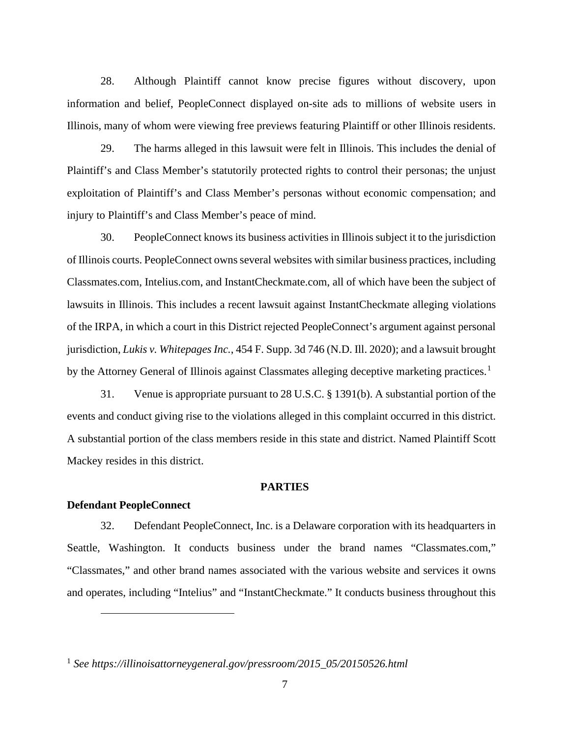28. Although Plaintiff cannot know precise figures without discovery, upon information and belief, PeopleConnect displayed on-site ads to millions of website users in Illinois, many of whom were viewing free previews featuring Plaintiff or other Illinois residents.

29. The harms alleged in this lawsuit were felt in Illinois. This includes the denial of Plaintiff's and Class Member's statutorily protected rights to control their personas; the unjust exploitation of Plaintiff's and Class Member's personas without economic compensation; and injury to Plaintiff's and Class Member's peace of mind.

30. PeopleConnect knows its business activities in Illinois subject it to the jurisdiction of Illinois courts. PeopleConnect owns several websites with similar business practices, including Classmates.com, Intelius.com, and InstantCheckmate.com, all of which have been the subject of lawsuits in Illinois. This includes a recent lawsuit against InstantCheckmate alleging violations of the IRPA, in which a court in this District rejected PeopleConnect's argument against personal jurisdiction, *Lukis v. Whitepages Inc.*, 454 F. Supp. 3d 746 (N.D. Ill. 2020); and a lawsuit brought by the Attorney General of Illinois against Classmates alleging deceptive marketing practices.[1]

31. Venue is appropriate pursuant to 28 U.S.C. § 1391(b). A substantial portion of the events and conduct giving rise to the violations alleged in this complaint occurred in this district. A substantial portion of the class members reside in this state and district. Named Plaintiff Scott Mackey resides in this district.

## PARTIES

**Defendant PeopleConnect**

32. Defendant PeopleConnect, Inc. is a Delaware corporation with its headquarters in Seattle, Washington. It conducts business under the brand names "Classmates.com," "Classmates," and other brand names associated with the various website and services it owns and operates, including "Intelius" and "InstantCheckmate." It conducts business throughout this

---

[1] *See https://illinoisattorneygeneral.gov/pressroom/2015_05/20150526.html*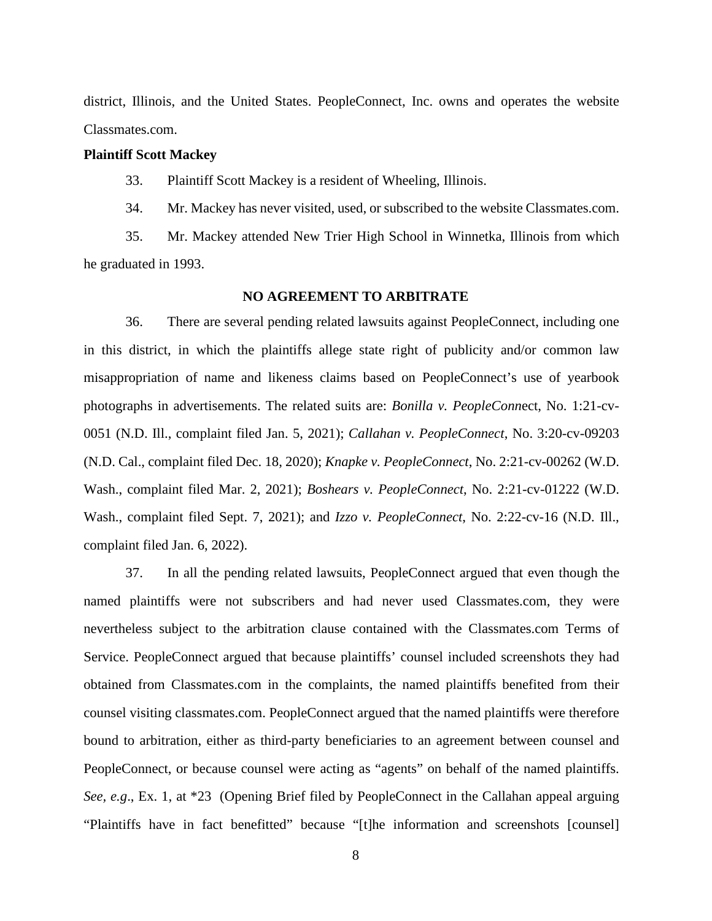district, Illinois, and the United States. PeopleConnect, Inc. owns and operates the website Classmates.com.

**Plaintiff Scott Mackey**

33. Plaintiff Scott Mackey is a resident of Wheeling, Illinois.

34. Mr. Mackey has never visited, used, or subscribed to the website Classmates.com.

35. Mr. Mackey attended New Trier High School in Winnetka, Illinois from which he graduated in 1993.

**NO AGREEMENT TO ARBITRATE**

36. There are several pending related lawsuits against PeopleConnect, including one in this district, in which the plaintiffs allege state right of publicity and/or common law misappropriation of name and likeness claims based on PeopleConnect's use of yearbook photographs in advertisements. The related suits are: *Bonilla v. PeopleConn*ect, No. 1:21-cv-0051 (N.D. Ill., complaint filed Jan. 5, 2021); *Callahan v. PeopleConnect*, No. 3:20-cv-09203 (N.D. Cal., complaint filed Dec. 18, 2020); *Knapke v. PeopleConnect*, No. 2:21-cv-00262 (W.D. Wash., complaint filed Mar. 2, 2021); *Boshears v. PeopleConnect*, No. 2:21-cv-01222 (W.D. Wash., complaint filed Sept. 7, 2021); and *Izzo v. PeopleConnect*, No. 2:22-cv-16 (N.D. Ill., complaint filed Jan. 6, 2022).

37. In all the pending related lawsuits, PeopleConnect argued that even though the named plaintiffs were not subscribers and had never used Classmates.com, they were nevertheless subject to the arbitration clause contained with the Classmates.com Terms of Service. PeopleConnect argued that because plaintiffs' counsel included screenshots they had obtained from Classmates.com in the complaints, the named plaintiffs benefited from their counsel visiting classmates.com. PeopleConnect argued that the named plaintiffs were therefore bound to arbitration, either as third-party beneficiaries to an agreement between counsel and PeopleConnect, or because counsel were acting as "agents" on behalf of the named plaintiffs. *See, e.g*., Ex. 1, at *23 (Opening Brief filed by PeopleConnect in the Callahan appeal arguing "Plaintiffs have in fact benefitted" because "[t]he information and screenshots [counsel]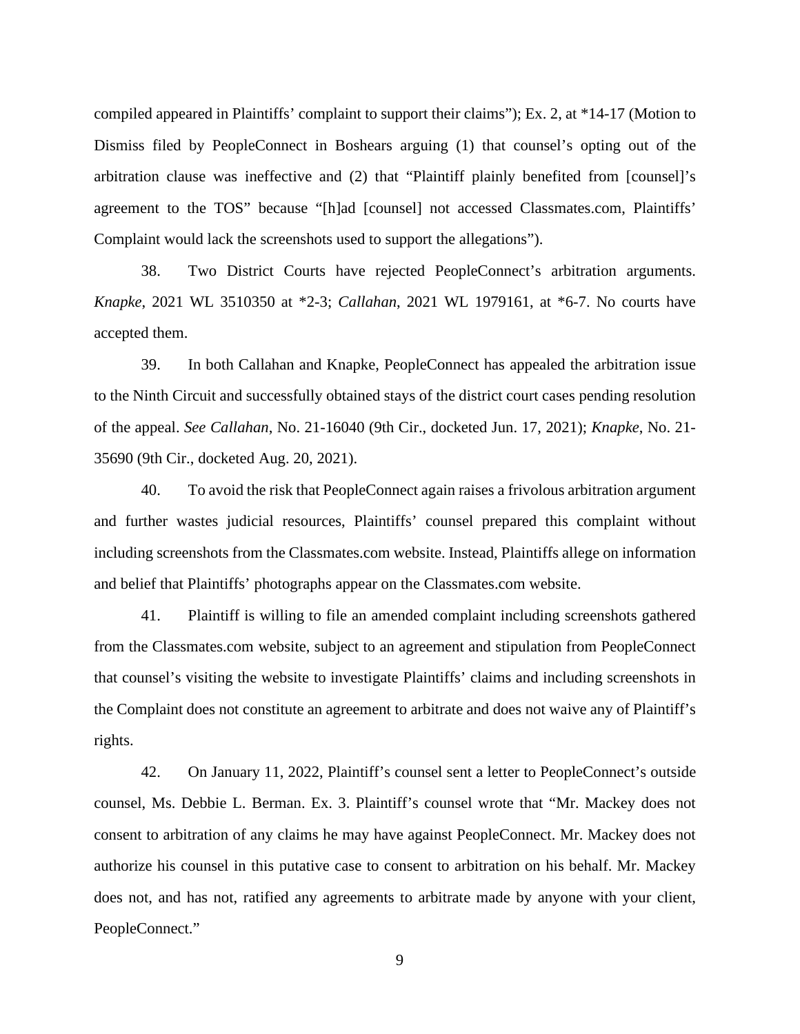compiled appeared in Plaintiffs' complaint to support their claims"); Ex. 2, at *14-17 (Motion to Dismiss filed by PeopleConnect in Boshears arguing (1) that counsel's opting out of the arbitration clause was ineffective and (2) that "Plaintiff plainly benefited from [counsel]'s agreement to the TOS" because "[h]ad [counsel] not accessed Classmates.com, Plaintiffs' Complaint would lack the screenshots used to support the allegations").

38. Two District Courts have rejected PeopleConnect's arbitration arguments. *Knapke*, 2021 WL 3510350 at *2-3; *Callahan*, 2021 WL 1979161, at *6-7. No courts have accepted them.

39. In both Callahan and Knapke, PeopleConnect has appealed the arbitration issue to the Ninth Circuit and successfully obtained stays of the district court cases pending resolution of the appeal. *See Callahan*, No. 21-16040 (9th Cir., docketed Jun. 17, 2021); *Knapke*, No. 21-35690 (9th Cir., docketed Aug. 20, 2021).

40. To avoid the risk that PeopleConnect again raises a frivolous arbitration argument and further wastes judicial resources, Plaintiffs' counsel prepared this complaint without including screenshots from the Classmates.com website. Instead, Plaintiffs allege on information and belief that Plaintiffs' photographs appear on the Classmates.com website.

41. Plaintiff is willing to file an amended complaint including screenshots gathered from the Classmates.com website, subject to an agreement and stipulation from PeopleConnect that counsel's visiting the website to investigate Plaintiffs' claims and including screenshots in the Complaint does not constitute an agreement to arbitrate and does not waive any of Plaintiff's rights.

42. On January 11, 2022, Plaintiff's counsel sent a letter to PeopleConnect's outside counsel, Ms. Debbie L. Berman. Ex. 3. Plaintiff's counsel wrote that "Mr. Mackey does not consent to arbitration of any claims he may have against PeopleConnect. Mr. Mackey does not authorize his counsel in this putative case to consent to arbitration on his behalf. Mr. Mackey does not, and has not, ratified any agreements to arbitrate made by anyone with your client, PeopleConnect."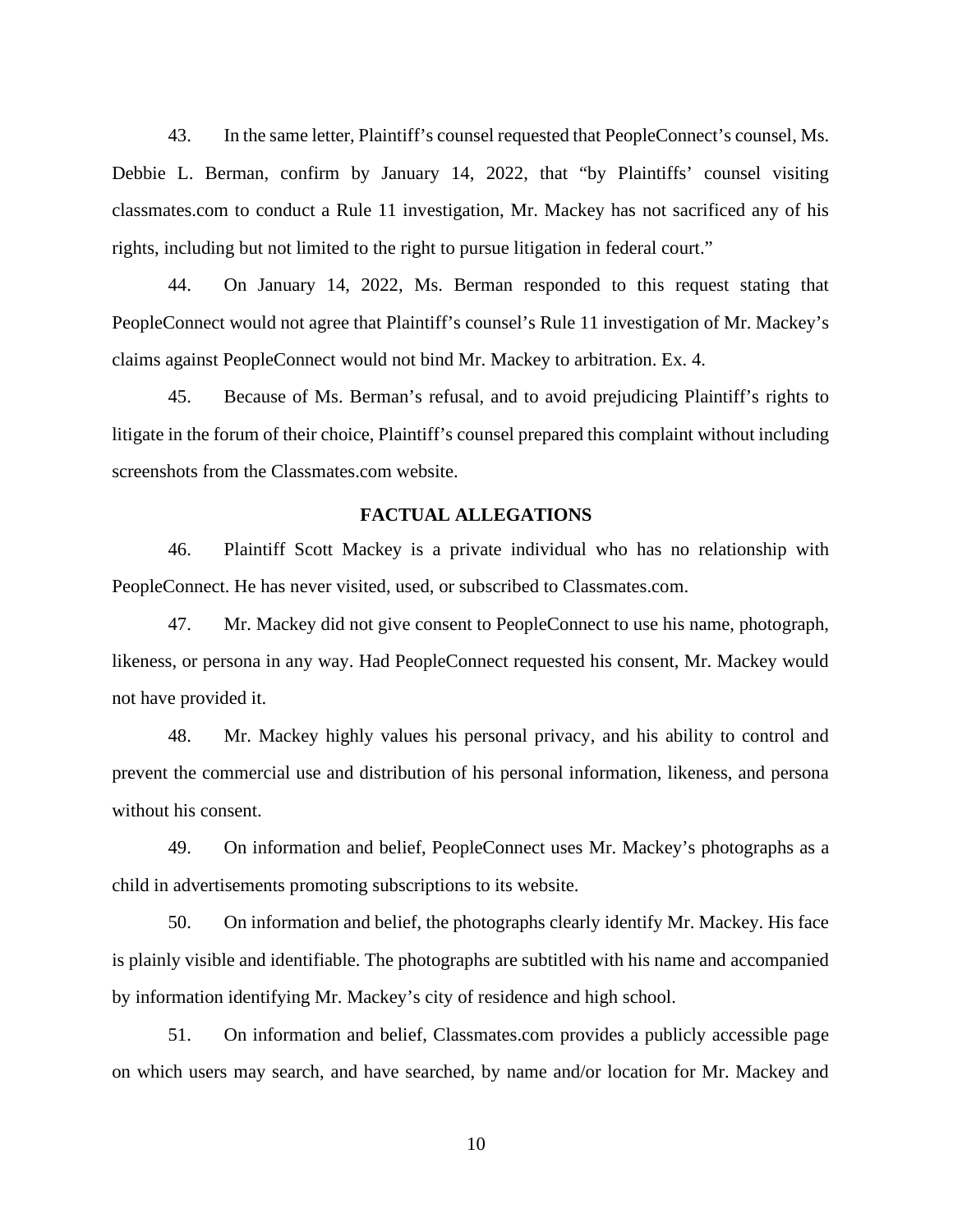43. In the same letter, Plaintiff's counsel requested that PeopleConnect's counsel, Ms. Debbie L. Berman, confirm by January 14, 2022, that "by Plaintiffs' counsel visiting classmates.com to conduct a Rule 11 investigation, Mr. Mackey has not sacrificed any of his rights, including but not limited to the right to pursue litigation in federal court."

44. On January 14, 2022, Ms. Berman responded to this request stating that PeopleConnect would not agree that Plaintiff's counsel's Rule 11 investigation of Mr. Mackey's claims against PeopleConnect would not bind Mr. Mackey to arbitration. Ex. 4.

45. Because of Ms. Berman's refusal, and to avoid prejudicing Plaintiff's rights to litigate in the forum of their choice, Plaintiff's counsel prepared this complaint without including screenshots from the Classmates.com website.

## FACTUAL ALLEGATIONS

46. Plaintiff Scott Mackey is a private individual who has no relationship with PeopleConnect. He has never visited, used, or subscribed to Classmates.com.

47. Mr. Mackey did not give consent to PeopleConnect to use his name, photograph, likeness, or persona in any way. Had PeopleConnect requested his consent, Mr. Mackey would not have provided it.

48. Mr. Mackey highly values his personal privacy, and his ability to control and prevent the commercial use and distribution of his personal information, likeness, and persona without his consent.

49. On information and belief, PeopleConnect uses Mr. Mackey's photographs as a child in advertisements promoting subscriptions to its website.

50. On information and belief, the photographs clearly identify Mr. Mackey. His face is plainly visible and identifiable. The photographs are subtitled with his name and accompanied by information identifying Mr. Mackey's city of residence and high school.

51. On information and belief, Classmates.com provides a publicly accessible page on which users may search, and have searched, by name and/or location for Mr. Mackey and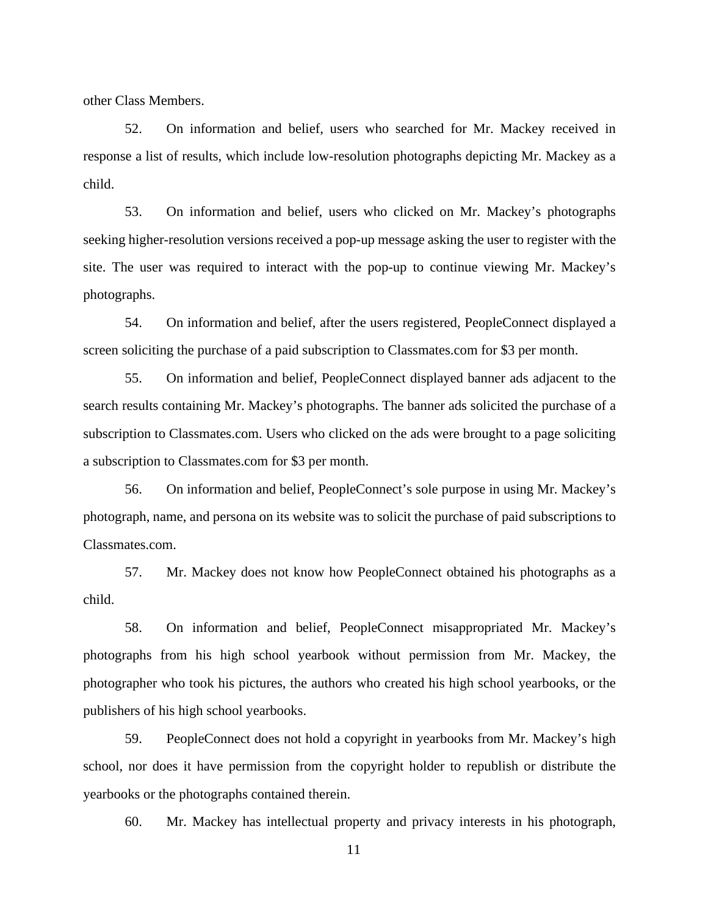other Class Members.

52. On information and belief, users who searched for Mr. Mackey received in response a list of results, which include low-resolution photographs depicting Mr. Mackey as a child.

53. On information and belief, users who clicked on Mr. Mackey's photographs seeking higher-resolution versions received a pop-up message asking the user to register with the site. The user was required to interact with the pop-up to continue viewing Mr. Mackey's photographs.

54. On information and belief, after the users registered, PeopleConnect displayed a screen soliciting the purchase of a paid subscription to Classmates.com for $3 per month.

55. On information and belief, PeopleConnect displayed banner ads adjacent to the search results containing Mr. Mackey's photographs. The banner ads solicited the purchase of a subscription to Classmates.com. Users who clicked on the ads were brought to a page soliciting a subscription to Classmates.com for $3 per month.

56. On information and belief, PeopleConnect's sole purpose in using Mr. Mackey's photograph, name, and persona on its website was to solicit the purchase of paid subscriptions to Classmates.com.

57. Mr. Mackey does not know how PeopleConnect obtained his photographs as a child.

58. On information and belief, PeopleConnect misappropriated Mr. Mackey's photographs from his high school yearbook without permission from Mr. Mackey, the photographer who took his pictures, the authors who created his high school yearbooks, or the publishers of his high school yearbooks.

59. PeopleConnect does not hold a copyright in yearbooks from Mr. Mackey's high school, nor does it have permission from the copyright holder to republish or distribute the yearbooks or the photographs contained therein.

60. Mr. Mackey has intellectual property and privacy interests in his photograph,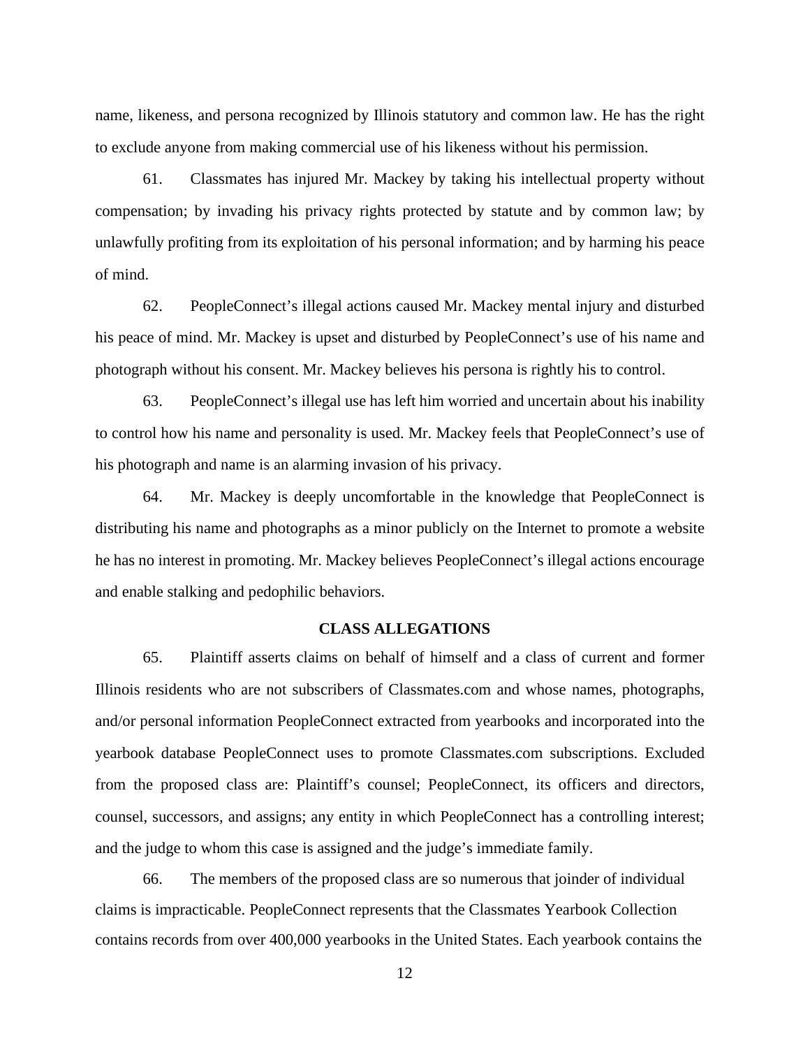name, likeness, and persona recognized by Illinois statutory and common law. He has the right to exclude anyone from making commercial use of his likeness without his permission.

61. Classmates has injured Mr. Mackey by taking his intellectual property without compensation; by invading his privacy rights protected by statute and by common law; by unlawfully profiting from its exploitation of his personal information; and by harming his peace of mind.

62. PeopleConnect's illegal actions caused Mr. Mackey mental injury and disturbed his peace of mind. Mr. Mackey is upset and disturbed by PeopleConnect's use of his name and photograph without his consent. Mr. Mackey believes his persona is rightly his to control.

63. PeopleConnect's illegal use has left him worried and uncertain about his inability to control how his name and personality is used. Mr. Mackey feels that PeopleConnect's use of his photograph and name is an alarming invasion of his privacy.

64. Mr. Mackey is deeply uncomfortable in the knowledge that PeopleConnect is distributing his name and photographs as a minor publicly on the Internet to promote a website he has no interest in promoting. Mr. Mackey believes PeopleConnect's illegal actions encourage and enable stalking and pedophilic behaviors.

## CLASS ALLEGATIONS

65. Plaintiff asserts claims on behalf of himself and a class of current and former Illinois residents who are not subscribers of Classmates.com and whose names, photographs, and/or personal information PeopleConnect extracted from yearbooks and incorporated into the yearbook database PeopleConnect uses to promote Classmates.com subscriptions. Excluded from the proposed class are: Plaintiff's counsel; PeopleConnect, its officers and directors, counsel, successors, and assigns; any entity in which PeopleConnect has a controlling interest; and the judge to whom this case is assigned and the judge's immediate family.

66. The members of the proposed class are so numerous that joinder of individual claims is impracticable. PeopleConnect represents that the Classmates Yearbook Collection contains records from over 400,000 yearbooks in the United States. Each yearbook contains the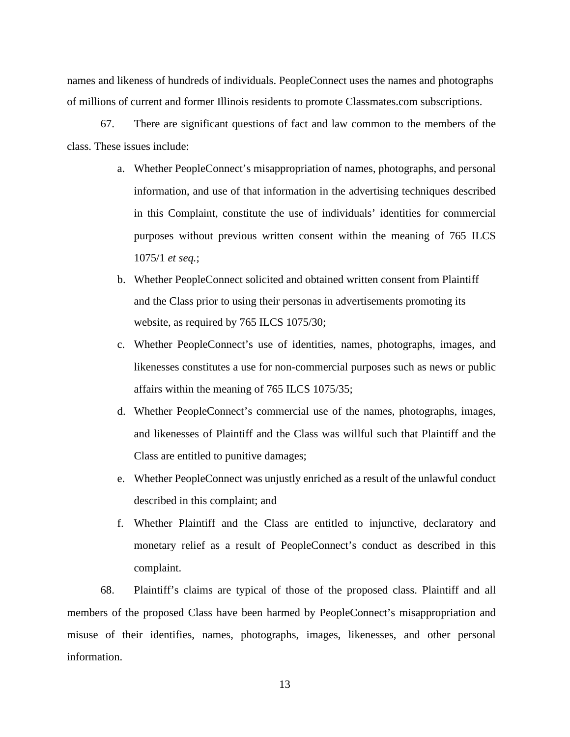names and likeness of hundreds of individuals. PeopleConnect uses the names and photographs of millions of current and former Illinois residents to promote Classmates.com subscriptions.

67. There are significant questions of fact and law common to the members of the class. These issues include:

a. Whether PeopleConnect's misappropriation of names, photographs, and personal information, and use of that information in the advertising techniques described in this Complaint, constitute the use of individuals' identities for commercial purposes without previous written consent within the meaning of 765 ILCS 1075/1 *et seq.*;

b. Whether PeopleConnect solicited and obtained written consent from Plaintiff and the Class prior to using their personas in advertisements promoting its website, as required by 765 ILCS 1075/30;

c. Whether PeopleConnect's use of identities, names, photographs, images, and likenesses constitutes a use for non-commercial purposes such as news or public affairs within the meaning of 765 ILCS 1075/35;

d. Whether PeopleConnect's commercial use of the names, photographs, images, and likenesses of Plaintiff and the Class was willful such that Plaintiff and the Class are entitled to punitive damages;

e. Whether PeopleConnect was unjustly enriched as a result of the unlawful conduct described in this complaint; and

f. Whether Plaintiff and the Class are entitled to injunctive, declaratory and monetary relief as a result of PeopleConnect's conduct as described in this complaint.

68. Plaintiff's claims are typical of those of the proposed class. Plaintiff and all members of the proposed Class have been harmed by PeopleConnect's misappropriation and misuse of their identifies, names, photographs, images, likenesses, and other personal information.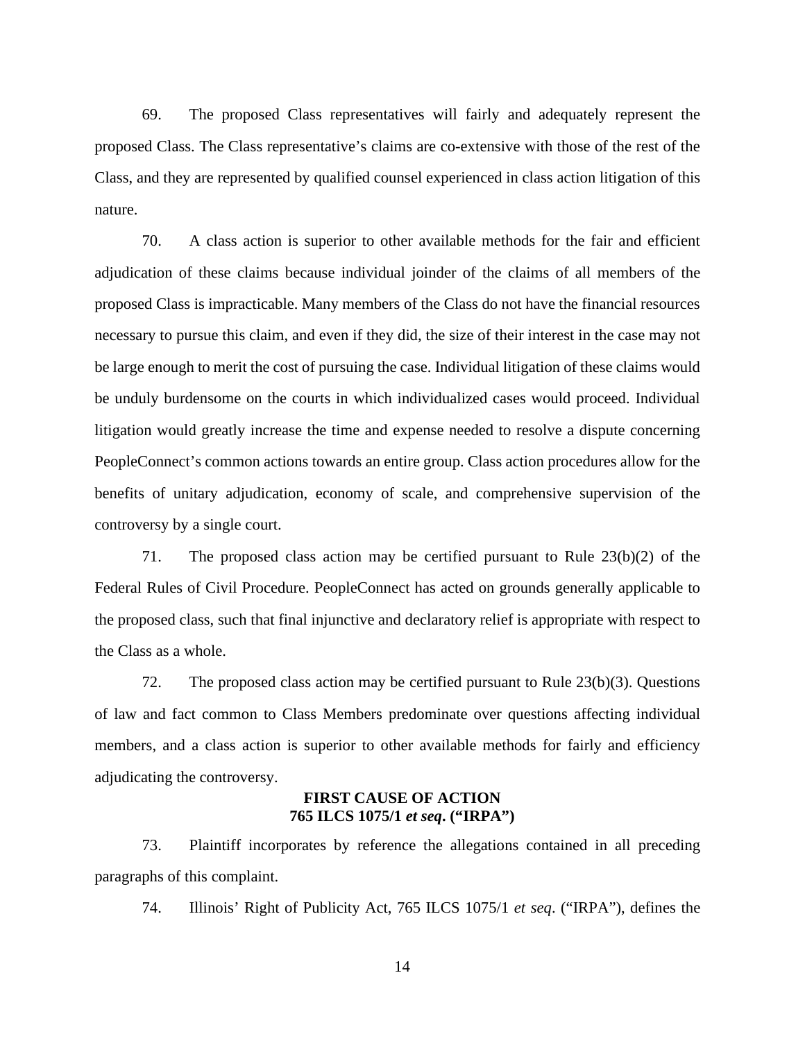69. The proposed Class representatives will fairly and adequately represent the proposed Class. The Class representative's claims are co-extensive with those of the rest of the Class, and they are represented by qualified counsel experienced in class action litigation of this nature.

70. A class action is superior to other available methods for the fair and efficient adjudication of these claims because individual joinder of the claims of all members of the proposed Class is impracticable. Many members of the Class do not have the financial resources necessary to pursue this claim, and even if they did, the size of their interest in the case may not be large enough to merit the cost of pursuing the case. Individual litigation of these claims would be unduly burdensome on the courts in which individualized cases would proceed. Individual litigation would greatly increase the time and expense needed to resolve a dispute concerning PeopleConnect's common actions towards an entire group. Class action procedures allow for the benefits of unitary adjudication, economy of scale, and comprehensive supervision of the controversy by a single court.

71. The proposed class action may be certified pursuant to Rule 23(b)(2) of the Federal Rules of Civil Procedure. PeopleConnect has acted on grounds generally applicable to the proposed class, such that final injunctive and declaratory relief is appropriate with respect to the Class as a whole.

72. The proposed class action may be certified pursuant to Rule 23(b)(3). Questions of law and fact common to Class Members predominate over questions affecting individual members, and a class action is superior to other available methods for fairly and efficiency adjudicating the controversy.

**FIRST CAUSE OF ACTION**
**765 ILCS 1075/1 *et seq*. ("IRPA")**

73. Plaintiff incorporates by reference the allegations contained in all preceding paragraphs of this complaint.

74. Illinois' Right of Publicity Act, 765 ILCS 1075/1 *et seq*. ("IRPA"), defines the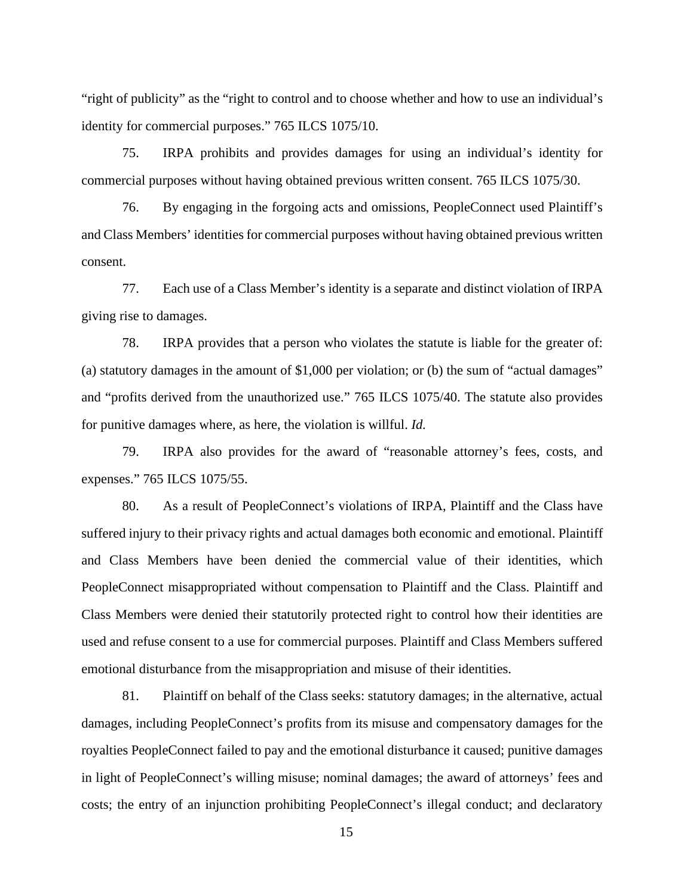"right of publicity" as the "right to control and to choose whether and how to use an individual's identity for commercial purposes." 765 ILCS 1075/10.

75. IRPA prohibits and provides damages for using an individual's identity for commercial purposes without having obtained previous written consent. 765 ILCS 1075/30.

76. By engaging in the forgoing acts and omissions, PeopleConnect used Plaintiff's and Class Members' identities for commercial purposes without having obtained previous written consent.

77. Each use of a Class Member's identity is a separate and distinct violation of IRPA giving rise to damages.

78. IRPA provides that a person who violates the statute is liable for the greater of: (a) statutory damages in the amount of $1,000 per violation; or (b) the sum of "actual damages" and "profits derived from the unauthorized use." 765 ILCS 1075/40. The statute also provides for punitive damages where, as here, the violation is willful. *Id.*

79. IRPA also provides for the award of "reasonable attorney's fees, costs, and expenses." 765 ILCS 1075/55.

80. As a result of PeopleConnect's violations of IRPA, Plaintiff and the Class have suffered injury to their privacy rights and actual damages both economic and emotional. Plaintiff and Class Members have been denied the commercial value of their identities, which PeopleConnect misappropriated without compensation to Plaintiff and the Class. Plaintiff and Class Members were denied their statutorily protected right to control how their identities are used and refuse consent to a use for commercial purposes. Plaintiff and Class Members suffered emotional disturbance from the misappropriation and misuse of their identities.

81. Plaintiff on behalf of the Class seeks: statutory damages; in the alternative, actual damages, including PeopleConnect's profits from its misuse and compensatory damages for the royalties PeopleConnect failed to pay and the emotional disturbance it caused; punitive damages in light of PeopleConnect's willing misuse; nominal damages; the award of attorneys' fees and costs; the entry of an injunction prohibiting PeopleConnect's illegal conduct; and declaratory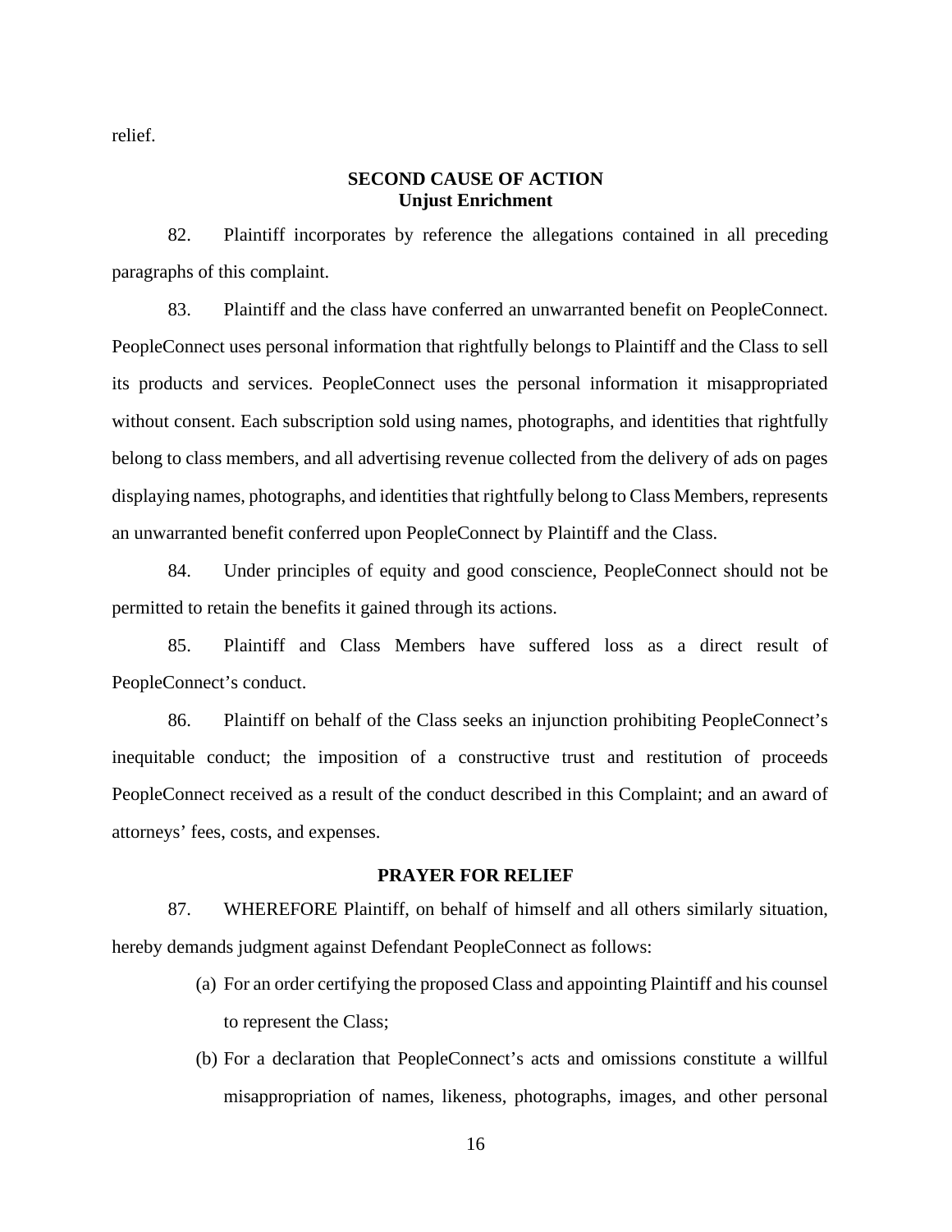relief.

**SECOND CAUSE OF ACTION**
**Unjust Enrichment**

82. Plaintiff incorporates by reference the allegations contained in all preceding paragraphs of this complaint.

83. Plaintiff and the class have conferred an unwarranted benefit on PeopleConnect. PeopleConnect uses personal information that rightfully belongs to Plaintiff and the Class to sell its products and services. PeopleConnect uses the personal information it misappropriated without consent. Each subscription sold using names, photographs, and identities that rightfully belong to class members, and all advertising revenue collected from the delivery of ads on pages displaying names, photographs, and identities that rightfully belong to Class Members, represents an unwarranted benefit conferred upon PeopleConnect by Plaintiff and the Class.

84. Under principles of equity and good conscience, PeopleConnect should not be permitted to retain the benefits it gained through its actions.

85. Plaintiff and Class Members have suffered loss as a direct result of PeopleConnect's conduct.

86. Plaintiff on behalf of the Class seeks an injunction prohibiting PeopleConnect's inequitable conduct; the imposition of a constructive trust and restitution of proceeds PeopleConnect received as a result of the conduct described in this Complaint; and an award of attorneys' fees, costs, and expenses.

**PRAYER FOR RELIEF**

87. WHEREFORE Plaintiff, on behalf of himself and all others similarly situation, hereby demands judgment against Defendant PeopleConnect as follows:

(a) For an order certifying the proposed Class and appointing Plaintiff and his counsel to represent the Class;

(b) For a declaration that PeopleConnect's acts and omissions constitute a willful misappropriation of names, likeness, photographs, images, and other personal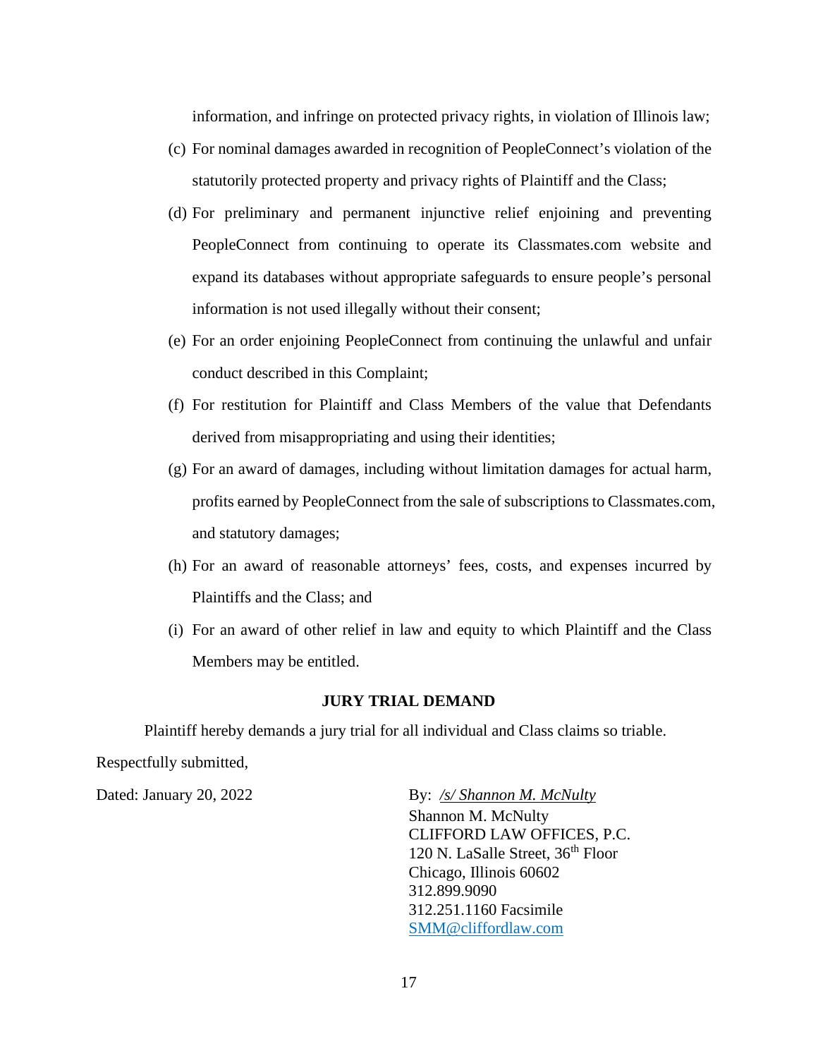information, and infringe on protected privacy rights, in violation of Illinois law;

(c) For nominal damages awarded in recognition of PeopleConnect's violation of the statutorily protected property and privacy rights of Plaintiff and the Class;

(d) For preliminary and permanent injunctive relief enjoining and preventing PeopleConnect from continuing to operate its Classmates.com website and expand its databases without appropriate safeguards to ensure people's personal information is not used illegally without their consent;

(e) For an order enjoining PeopleConnect from continuing the unlawful and unfair conduct described in this Complaint;

(f) For restitution for Plaintiff and Class Members of the value that Defendants derived from misappropriating and using their identities;

(g) For an award of damages, including without limitation damages for actual harm, profits earned by PeopleConnect from the sale of subscriptions to Classmates.com, and statutory damages;

(h) For an award of reasonable attorneys' fees, costs, and expenses incurred by Plaintiffs and the Class; and

(i) For an award of other relief in law and equity to which Plaintiff and the Class Members may be entitled.

**JURY TRIAL DEMAND**

Plaintiff hereby demands a jury trial for all individual and Class claims so triable.

Respectfully submitted,

Dated: January 20, 2022

By: *<u>/s/ Shannon M. McNulty</u>*
Shannon M. McNulty
CLIFFORD LAW OFFICES, P.C.
120 N. LaSalle Street, 36th Floor
Chicago, Illinois 60602
312.899.9090
312.251.1160 Facsimile
SMM@cliffordlaw.com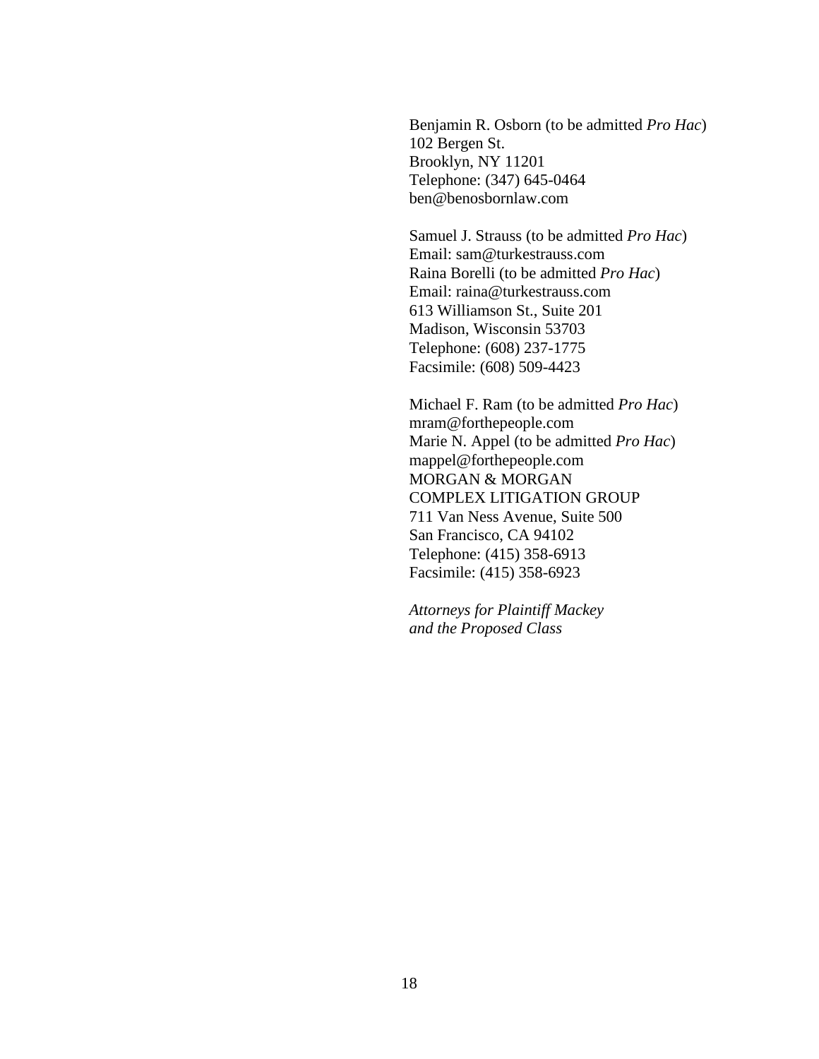Benjamin R. Osborn (to be admitted *Pro Hac*)
102 Bergen St.
Brooklyn, NY 11201
Telephone: (347) 645-0464
ben@benosbornlaw.com

Samuel J. Strauss (to be admitted *Pro Hac*)
Email: sam@turkestrauss.com
Raina Borelli (to be admitted *Pro Hac*)
Email: raina@turkestrauss.com
613 Williamson St., Suite 201
Madison, Wisconsin 53703
Telephone: (608) 237-1775
Facsimile: (608) 509-4423

Michael F. Ram (to be admitted *Pro Hac*)
mram@forthepeople.com
Marie N. Appel (to be admitted *Pro Hac*)
mappel@forthepeople.com
MORGAN & MORGAN
COMPLEX LITIGATION GROUP
711 Van Ness Avenue, Suite 500
San Francisco, CA 94102
Telephone: (415) 358-6913
Facsimile: (415) 358-6923

*Attorneys for Plaintiff Mackey and the Proposed Class*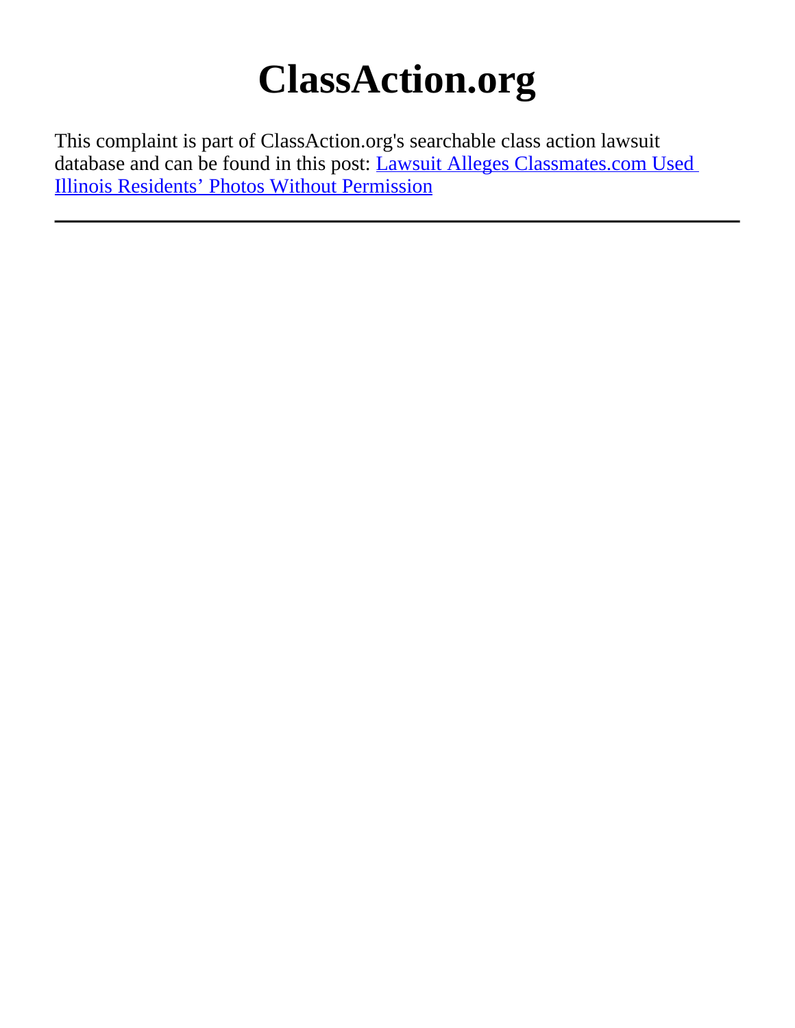# ClassAction.org

This complaint is part of ClassAction.org's searchable class action lawsuit database and can be found in this post: [Lawsuit Alleges Classmates.com Used Illinois Residents' Photos Without Permission]()

---